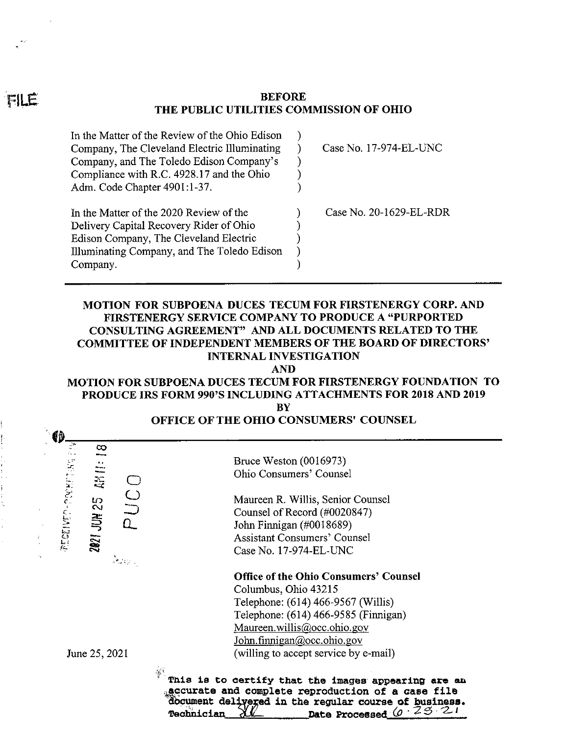FILE

**BEFORE**
**THE PUBLIC UTILITIES COMMISSION OF OHIO**

| | | |
|---|---|---|
| In the Matter of the Review of the Ohio Edison Company, The Cleveland Electric Illuminating Company, and The Toledo Edison Company's Compliance with R.C. 4928.17 and the Ohio Adm. Code Chapter 4901:1-37. | ) | Case No. 17-974-EL-UNC |
| In the Matter of the 2020 Review of the Delivery Capital Recovery Rider of Ohio Edison Company, The Cleveland Electric Illuminating Company, and The Toledo Edison Company. | ) | Case No. 20-1629-EL-RDR |

**MOTION FOR SUBPOENA DUCES TECUM FOR FIRSTENERGY CORP. AND FIRSTENERGY SERVICE COMPANY TO PRODUCE A "PURPORTED CONSULTING AGREEMENT" AND ALL DOCUMENTS RELATED TO THE COMMITTEE OF INDEPENDENT MEMBERS OF THE BOARD OF DIRECTORS' INTERNAL INVESTIGATION**

**AND**

**MOTION FOR SUBPOENA DUCES TECUM FOR FIRSTENERGY FOUNDATION TO PRODUCE IRS FORM 990'S INCLUDING ATTACHMENTS FOR 2018 AND 2019**

**BY**

**OFFICE OF THE OHIO CONSUMERS' COUNSEL**

RECEIVED-DOCKETING DIV
2021 JUN 25 AM 11:18
PUCO

Bruce Weston (0016973)
Ohio Consumers' Counsel

Maureen R. Willis, Senior Counsel
Counsel of Record (#0020847)
John Finnigan (#0018689)
Assistant Consumers' Counsel
Case No. 17-974-EL-UNC

**Office of the Ohio Consumers' Counsel**
Columbus, Ohio 43215
Telephone: (614) 466-9567 (Willis)
Telephone: (614) 466-9585 (Finnigan)
Maureen.willis@occ.ohio.gov
John.finnigan@occ.ohio.gov
(willing to accept service by e-mail)

June 25, 2021

This is to certify that the images appearing are an accurate and complete reproduction of a case file document delivered in the regular course of business.
Technician ___ Date Processed 6-28-21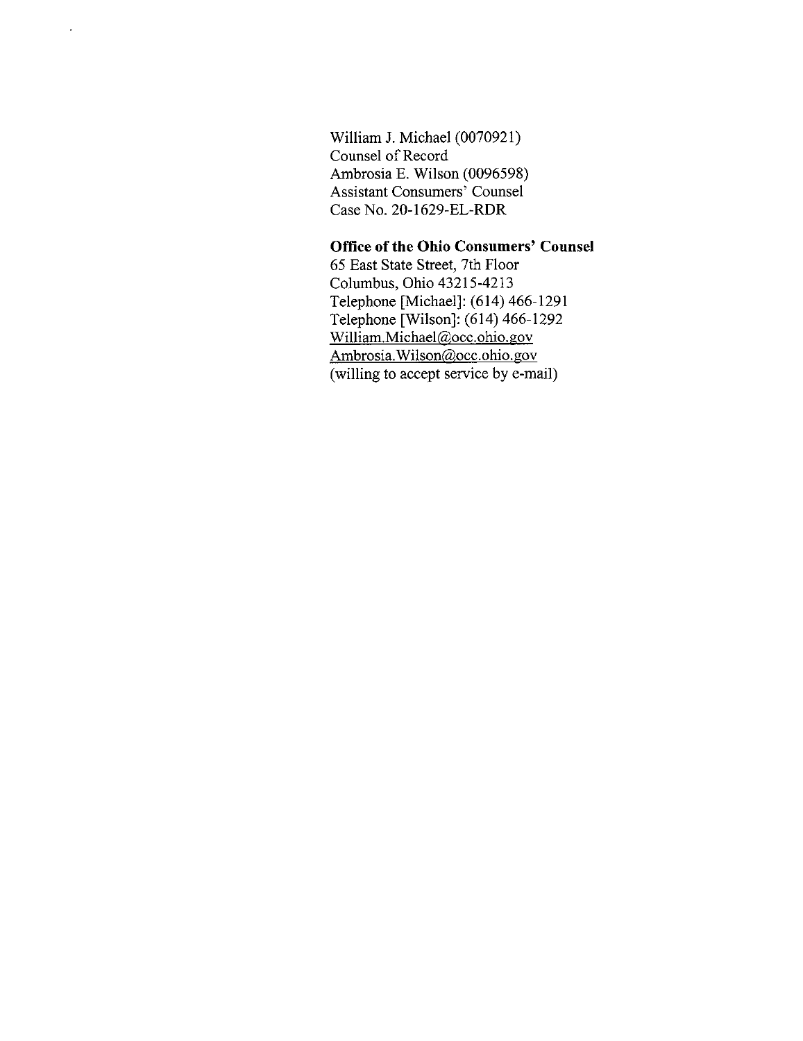William J. Michael (0070921)
Counsel of Record
Ambrosia E. Wilson (0096598)
Assistant Consumers' Counsel
Case No. 20-1629-EL-RDR

**Office of the Ohio Consumers' Counsel**
65 East State Street, 7th Floor
Columbus, Ohio 43215-4213
Telephone [Michael]: (614) 466-1291
Telephone [Wilson]: (614) 466-1292
William.Michael@occ.ohio.gov
Ambrosia.Wilson@occ.ohio.gov
(willing to accept service by e-mail)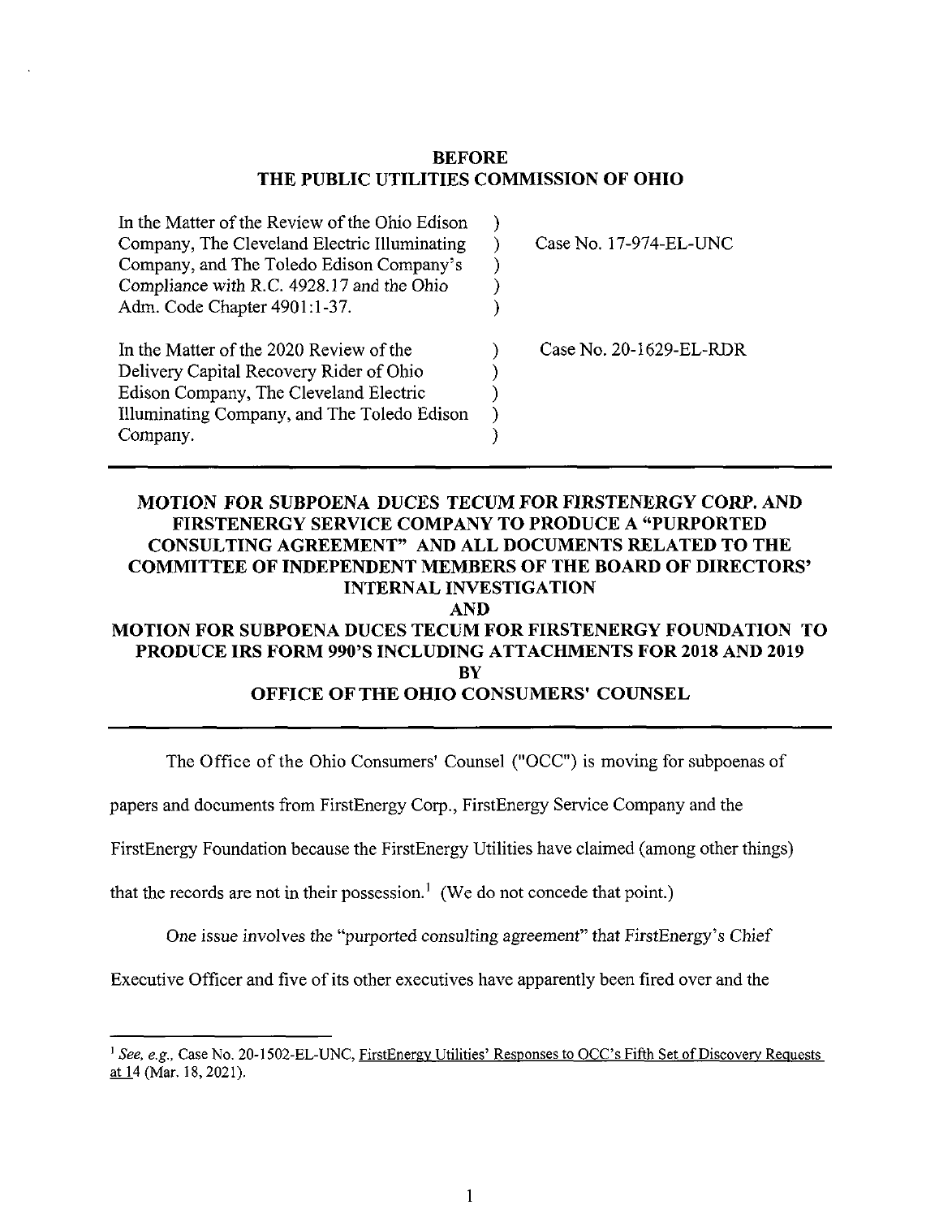**BEFORE**
**THE PUBLIC UTILITIES COMMISSION OF OHIO**

| | | |
|---|---|---|
| In the Matter of the Review of the Ohio Edison Company, The Cleveland Electric Illuminating Company, and The Toledo Edison Company's Compliance with R.C. 4928.17 and the Ohio Adm. Code Chapter 4901:1-37. | ) | Case No. 17-974-EL-UNC |
| In the Matter of the 2020 Review of the Delivery Capital Recovery Rider of Ohio Edison Company, The Cleveland Electric Illuminating Company, and The Toledo Edison Company. | ) | Case No. 20-1629-EL-RDR |

**MOTION FOR SUBPOENA DUCES TECUM FOR FIRSTENERGY CORP. AND FIRSTENERGY SERVICE COMPANY TO PRODUCE A "PURPORTED CONSULTING AGREEMENT" AND ALL DOCUMENTS RELATED TO THE COMMITTEE OF INDEPENDENT MEMBERS OF THE BOARD OF DIRECTORS' INTERNAL INVESTIGATION**
**AND**
**MOTION FOR SUBPOENA DUCES TECUM FOR FIRSTENERGY FOUNDATION TO PRODUCE IRS FORM 990'S INCLUDING ATTACHMENTS FOR 2018 AND 2019**
**BY**
**OFFICE OF THE OHIO CONSUMERS' COUNSEL**

The Office of the Ohio Consumers' Counsel ("OCC") is moving for subpoenas of papers and documents from FirstEnergy Corp., FirstEnergy Service Company and the FirstEnergy Foundation because the FirstEnergy Utilities have claimed (among other things) that the records are not in their possession.[1] (We do not concede that point.)

One issue involves the "purported consulting agreement" that FirstEnergy's Chief Executive Officer and five of its other executives have apparently been fired over and the

---

[1] *See, e.g.,* Case No. 20-1502-EL-UNC, FirstEnergy Utilities' Responses to OCC's Fifth Set of Discovery Requests at 14 (Mar. 18, 2021).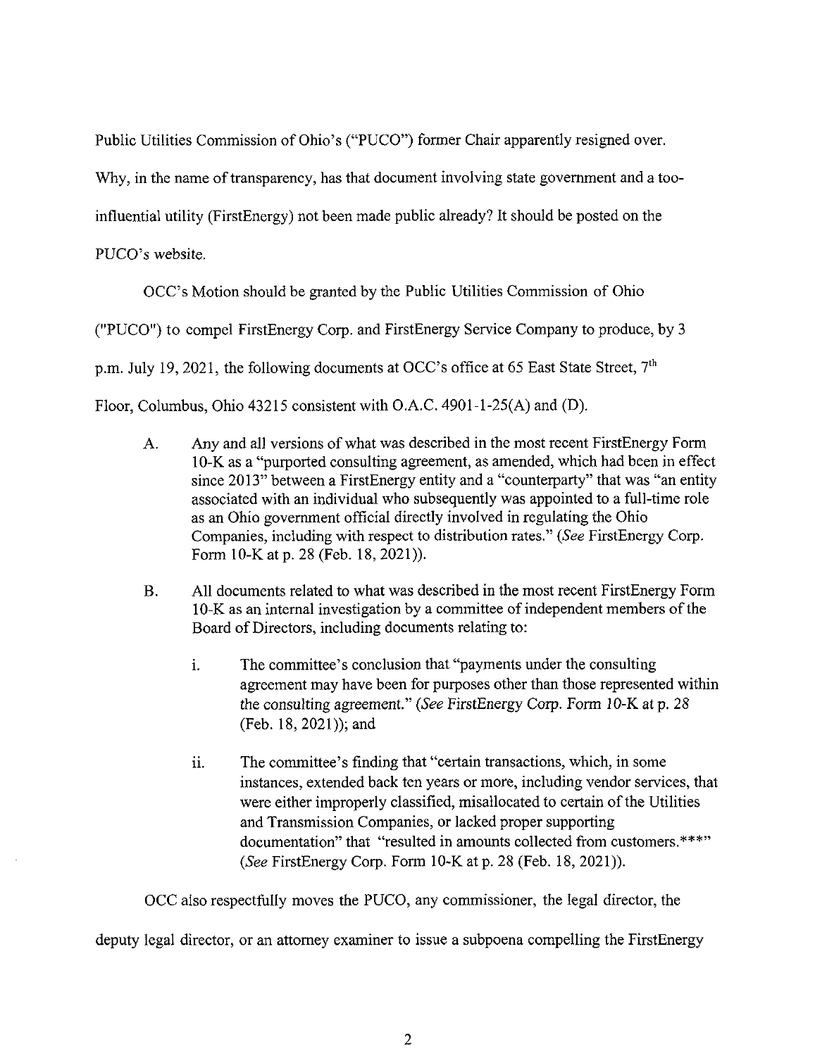Public Utilities Commission of Ohio's ("PUCO") former Chair apparently resigned over. Why, in the name of transparency, has that document involving state government and a too-influential utility (FirstEnergy) not been made public already? It should be posted on the PUCO's website.

OCC's Motion should be granted by the Public Utilities Commission of Ohio ("PUCO") to compel FirstEnergy Corp. and FirstEnergy Service Company to produce, by 3 p.m. July 19, 2021, the following documents at OCC's office at 65 East State Street, 7th Floor, Columbus, Ohio 43215 consistent with O.A.C. 4901-1-25(A) and (D).

A. Any and all versions of what was described in the most recent FirstEnergy Form 10-K as a "purported consulting agreement, as amended, which had been in effect since 2013" between a FirstEnergy entity and a "counterparty" that was "an entity associated with an individual who subsequently was appointed to a full-time role as an Ohio government official directly involved in regulating the Ohio Companies, including with respect to distribution rates." (*See* FirstEnergy Corp. Form 10-K at p. 28 (Feb. 18, 2021)).

B. All documents related to what was described in the most recent FirstEnergy Form 10-K as an internal investigation by a committee of independent members of the Board of Directors, including documents relating to:

   i. The committee's conclusion that "payments under the consulting agreement may have been for purposes other than those represented within the consulting agreement." (*See* FirstEnergy Corp. Form 10-K at p. 28 (Feb. 18, 2021)); and

   ii. The committee's finding that "certain transactions, which, in some instances, extended back ten years or more, including vendor services, that were either improperly classified, misallocated to certain of the Utilities and Transmission Companies, or lacked proper supporting documentation" that "resulted in amounts collected from customers.***" (*See* FirstEnergy Corp. Form 10-K at p. 28 (Feb. 18, 2021)).

OCC also respectfully moves the PUCO, any commissioner, the legal director, the deputy legal director, or an attorney examiner to issue a subpoena compelling the FirstEnergy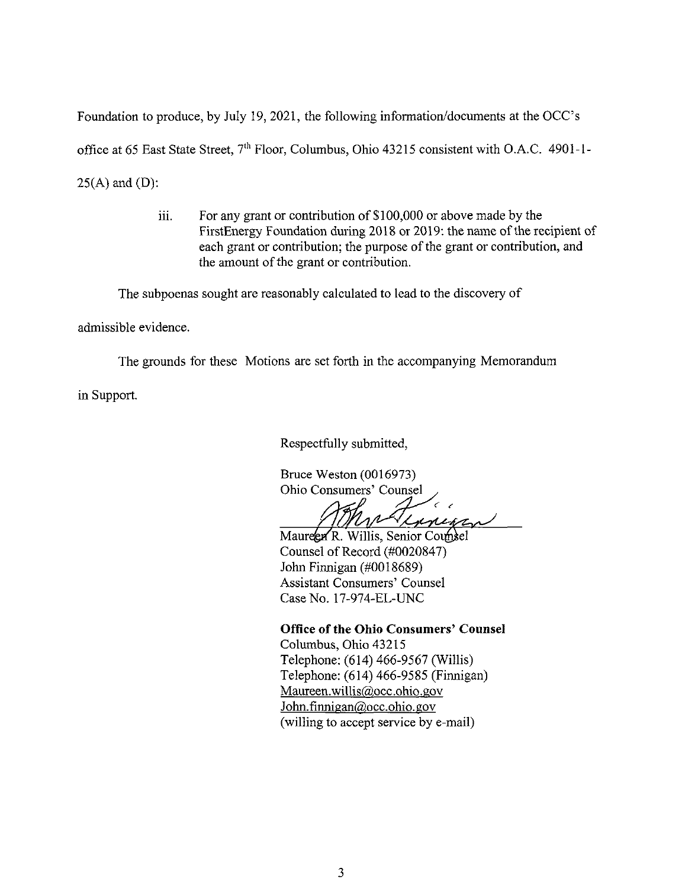Foundation to produce, by July 19, 2021, the following information/documents at the OCC's office at 65 East State Street, 7th Floor, Columbus, Ohio 43215 consistent with O.A.C. 4901-1-25(A) and (D):

> iii. For any grant or contribution of $100,000 or above made by the FirstEnergy Foundation during 2018 or 2019: the name of the recipient of each grant or contribution; the purpose of the grant or contribution, and the amount of the grant or contribution.

The subpoenas sought are reasonably calculated to lead to the discovery of admissible evidence.

The grounds for these Motions are set forth in the accompanying Memorandum in Support.

Respectfully submitted,

Bruce Weston (0016973)
Ohio Consumers' Counsel

Maureen R. Willis, Senior Counsel
Counsel of Record (#0020847)
John Finnigan (#0018689)
Assistant Consumers' Counsel
Case No. 17-974-EL-UNC

**Office of the Ohio Consumers' Counsel**
Columbus, Ohio 43215
Telephone: (614) 466-9567 (Willis)
Telephone: (614) 466-9585 (Finnigan)
Maureen.willis@occ.ohio.gov
John.finnigan@occ.ohio.gov
(willing to accept service by e-mail)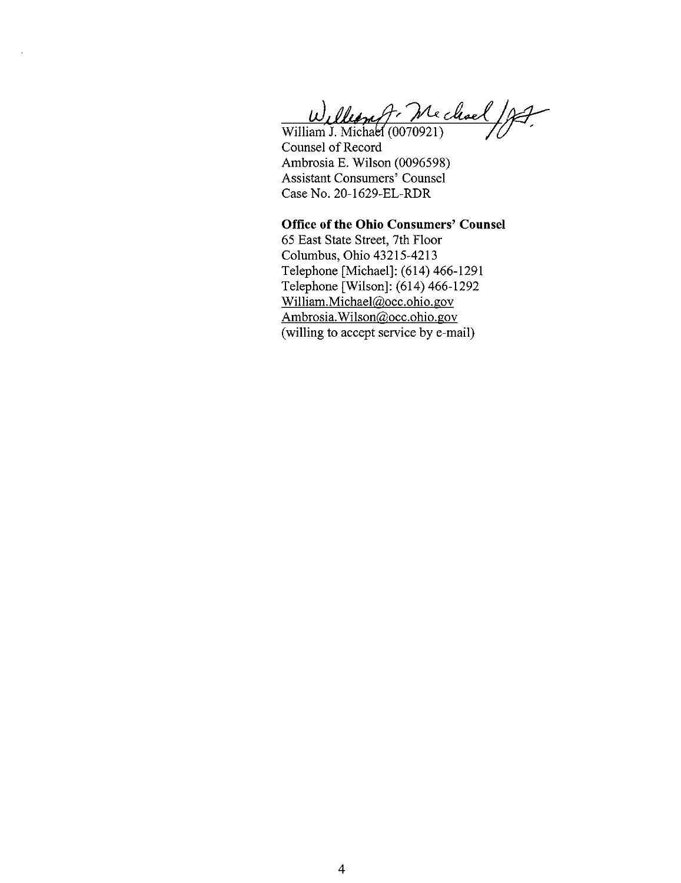*/s/ William J. Michael*

William J. Michael (0070921)
Counsel of Record
Ambrosia E. Wilson (0096598)
Assistant Consumers' Counsel
Case No. 20-1629-EL-RDR

**Office of the Ohio Consumers' Counsel**
65 East State Street, 7th Floor
Columbus, Ohio 43215-4213
Telephone [Michael]: (614) 466-1291
Telephone [Wilson]: (614) 466-1292
William.Michael@occ.ohio.gov
Ambrosia.Wilson@occ.ohio.gov
(willing to accept service by e-mail)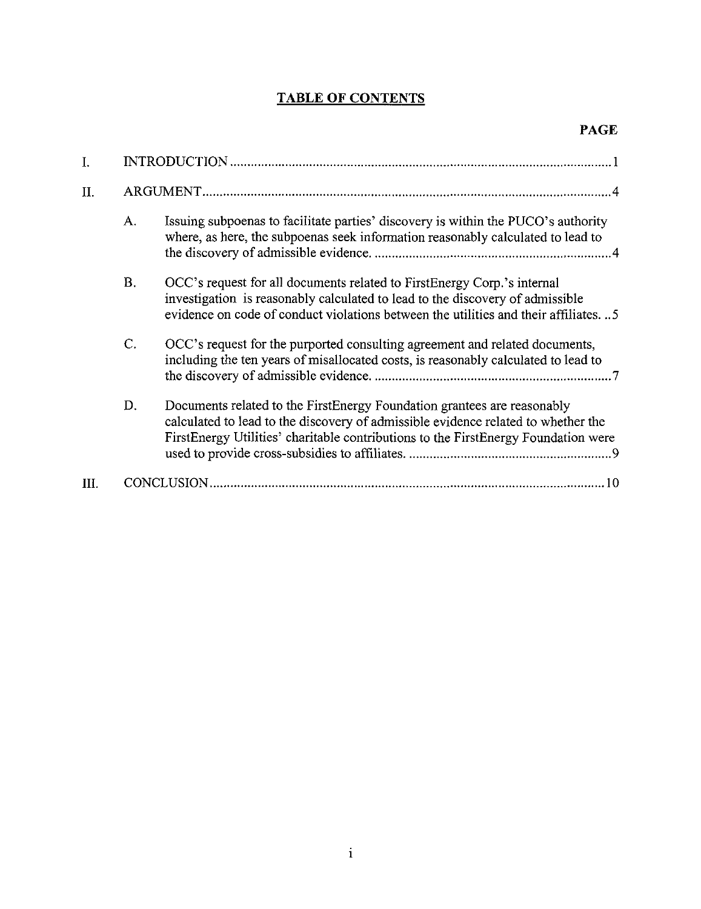**TABLE OF CONTENTS**

| | | | **PAGE** |
|---|---|---|---|
| I. | INTRODUCTION | | 1 |
| II. | ARGUMENT | | 4 |
| | A. | Issuing subpoenas to facilitate parties' discovery is within the PUCO's authority where, as here, the subpoenas seek information reasonably calculated to lead to the discovery of admissible evidence. | 4 |
| | B. | OCC's request for all documents related to FirstEnergy Corp.'s internal investigation is reasonably calculated to lead to the discovery of admissible evidence on code of conduct violations between the utilities and their affiliates. | 5 |
| | C. | OCC's request for the purported consulting agreement and related documents, including the ten years of misallocated costs, is reasonably calculated to lead to the discovery of admissible evidence. | 7 |
| | D. | Documents related to the FirstEnergy Foundation grantees are reasonably calculated to lead to the discovery of admissible evidence related to whether the FirstEnergy Utilities' charitable contributions to the FirstEnergy Foundation were used to provide cross-subsidies to affiliates. | 9 |
| III. | CONCLUSION | | 10 |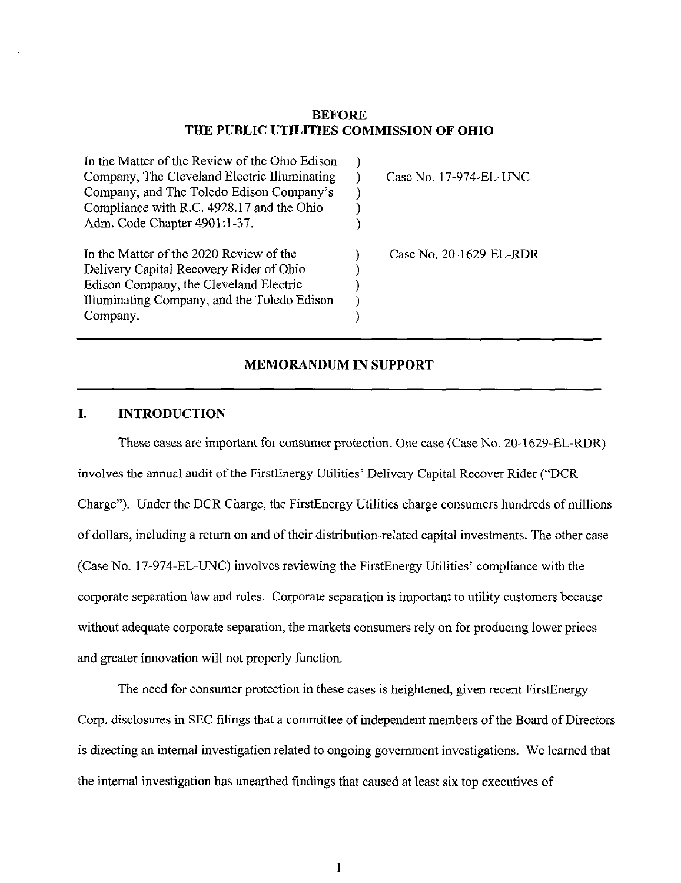# BEFORE
# THE PUBLIC UTILITIES COMMISSION OF OHIO

| | | |
|---|---|---|
| In the Matter of the Review of the Ohio Edison Company, The Cleveland Electric Illuminating Company, and The Toledo Edison Company's Compliance with R.C. 4928.17 and the Ohio Adm. Code Chapter 4901:1-37. | ) | Case No. 17-974-EL-UNC |
| In the Matter of the 2020 Review of the Delivery Capital Recovery Rider of Ohio Edison Company, the Cleveland Electric Illuminating Company, and the Toledo Edison Company. | ) | Case No. 20-1629-EL-RDR |

## MEMORANDUM IN SUPPORT

### I. INTRODUCTION

These cases are important for consumer protection. One case (Case No. 20-1629-EL-RDR) involves the annual audit of the FirstEnergy Utilities' Delivery Capital Recover Rider ("DCR Charge"). Under the DCR Charge, the FirstEnergy Utilities charge consumers hundreds of millions of dollars, including a return on and of their distribution-related capital investments. The other case (Case No. 17-974-EL-UNC) involves reviewing the FirstEnergy Utilities' compliance with the corporate separation law and rules. Corporate separation is important to utility customers because without adequate corporate separation, the markets consumers rely on for producing lower prices and greater innovation will not properly function.

The need for consumer protection in these cases is heightened, given recent FirstEnergy Corp. disclosures in SEC filings that a committee of independent members of the Board of Directors is directing an internal investigation related to ongoing government investigations. We learned that the internal investigation has unearthed findings that caused at least six top executives of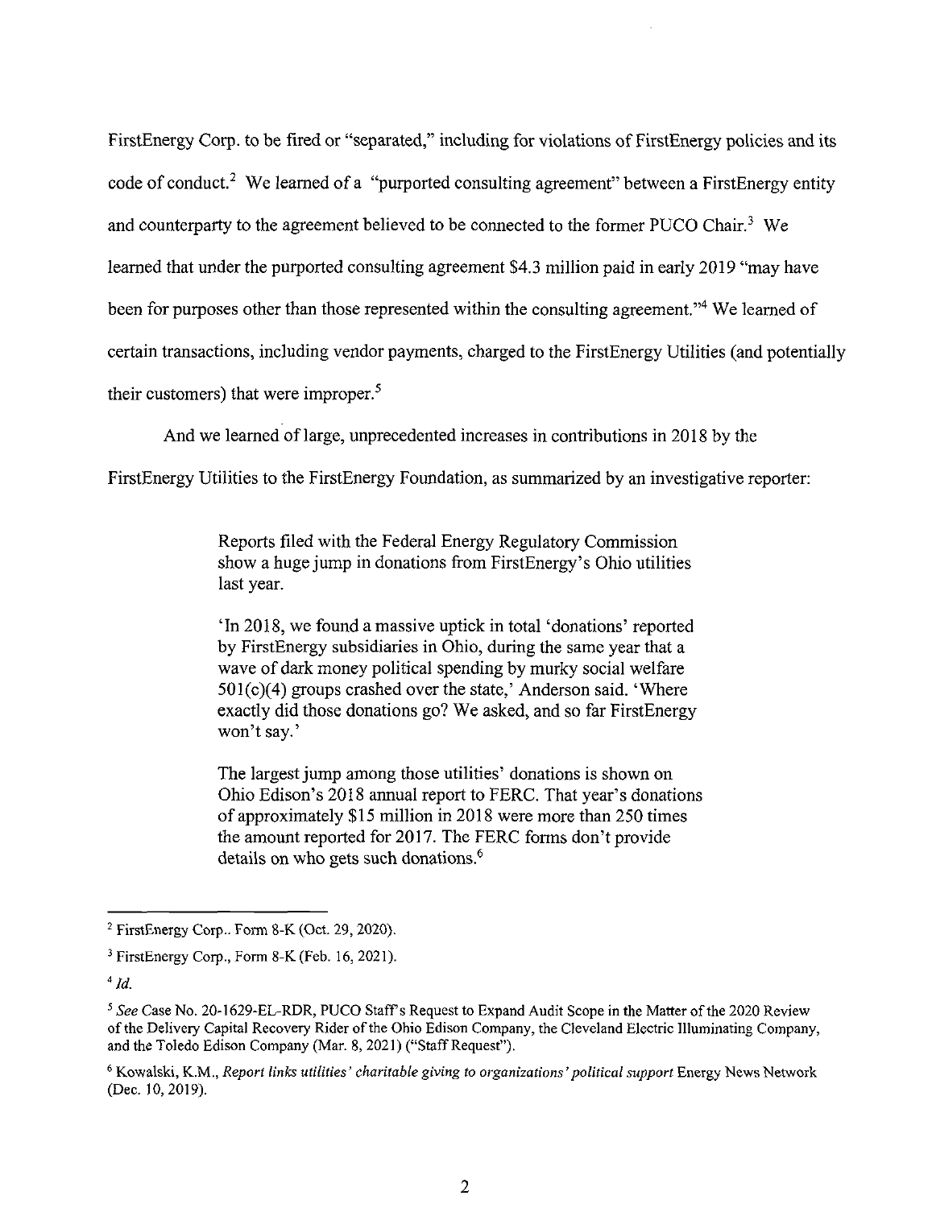FirstEnergy Corp. to be fired or "separated," including for violations of FirstEnergy policies and its code of conduct.[2] We learned of a "purported consulting agreement" between a FirstEnergy entity and counterparty to the agreement believed to be connected to the former PUCO Chair.[3] We learned that under the purported consulting agreement $4.3 million paid in early 2019 "may have been for purposes other than those represented within the consulting agreement."[4] We learned of certain transactions, including vendor payments, charged to the FirstEnergy Utilities (and potentially their customers) that were improper.[5]

And we learned of large, unprecedented increases in contributions in 2018 by the FirstEnergy Utilities to the FirstEnergy Foundation, as summarized by an investigative reporter:

> Reports filed with the Federal Energy Regulatory Commission show a huge jump in donations from FirstEnergy's Ohio utilities last year.
>
> 'In 2018, we found a massive uptick in total 'donations' reported by FirstEnergy subsidiaries in Ohio, during the same year that a wave of dark money political spending by murky social welfare 501(c)(4) groups crashed over the state,' Anderson said. 'Where exactly did those donations go? We asked, and so far FirstEnergy won't say.'
>
> The largest jump among those utilities' donations is shown on Ohio Edison's 2018 annual report to FERC. That year's donations of approximately $15 million in 2018 were more than 250 times the amount reported for 2017. The FERC forms don't provide details on who gets such donations.[6]

---

[2] FirstEnergy Corp.. Form 8-K (Oct. 29, 2020).

[3] FirstEnergy Corp., Form 8-K (Feb. 16, 2021).

[4] *Id.*

[5] *See* Case No. 20-1629-EL-RDR, PUCO Staff's Request to Expand Audit Scope in the Matter of the 2020 Review of the Delivery Capital Recovery Rider of the Ohio Edison Company, the Cleveland Electric Illuminating Company, and the Toledo Edison Company (Mar. 8, 2021) ("Staff Request").

[6] Kowalski, K.M., *Report links utilities' charitable giving to organizations' political support* Energy News Network (Dec. 10, 2019).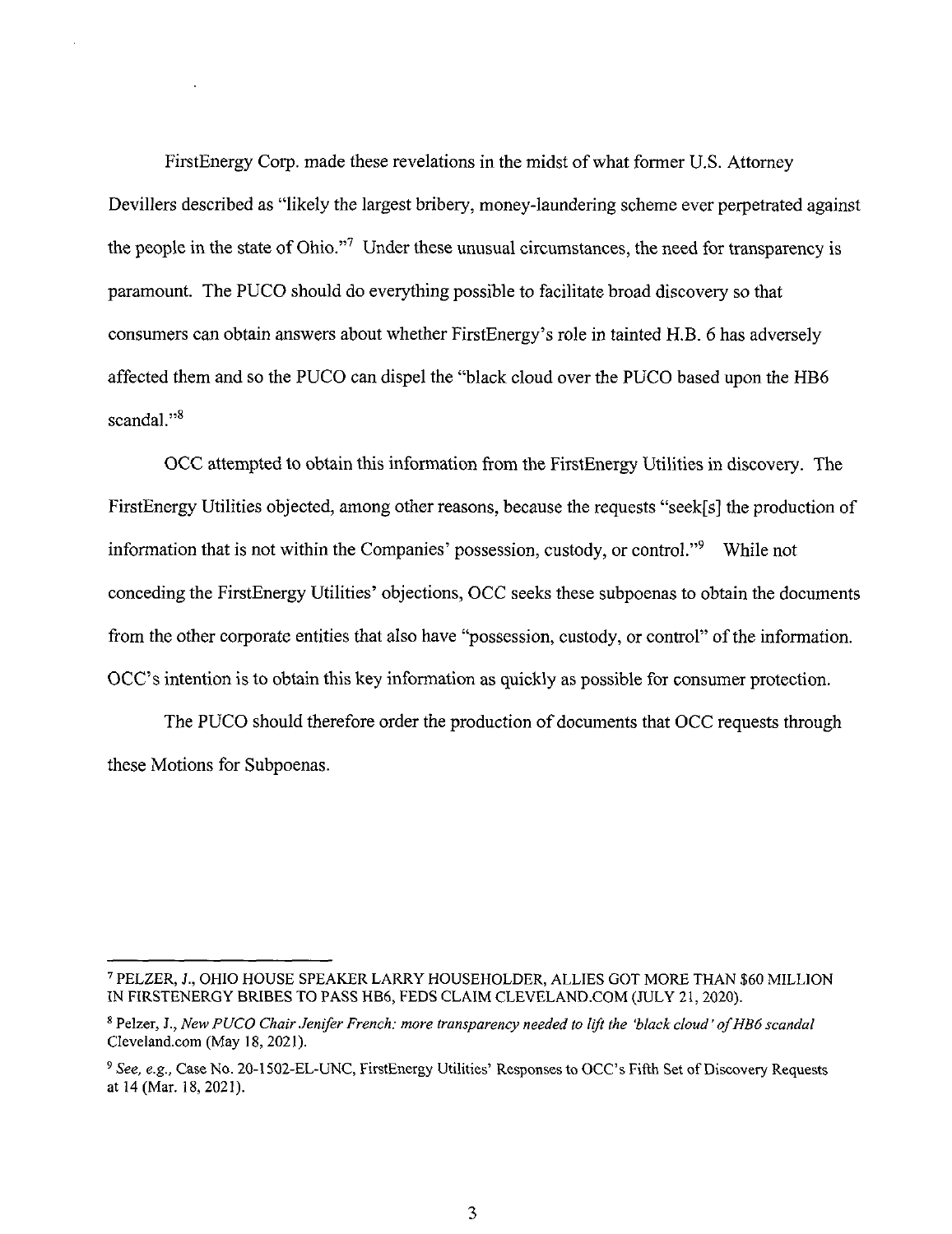FirstEnergy Corp. made these revelations in the midst of what former U.S. Attorney Devillers described as "likely the largest bribery, money-laundering scheme ever perpetrated against the people in the state of Ohio."[7] Under these unusual circumstances, the need for transparency is paramount. The PUCO should do everything possible to facilitate broad discovery so that consumers can obtain answers about whether FirstEnergy's role in tainted H.B. 6 has adversely affected them and so the PUCO can dispel the "black cloud over the PUCO based upon the HB6 scandal."[8]

OCC attempted to obtain this information from the FirstEnergy Utilities in discovery. The FirstEnergy Utilities objected, among other reasons, because the requests "seek[s] the production of information that is not within the Companies' possession, custody, or control."[9] While not conceding the FirstEnergy Utilities' objections, OCC seeks these subpoenas to obtain the documents from the other corporate entities that also have "possession, custody, or control" of the information. OCC's intention is to obtain this key information as quickly as possible for consumer protection.

The PUCO should therefore order the production of documents that OCC requests through these Motions for Subpoenas.

---

[7] PELZER, J., OHIO HOUSE SPEAKER LARRY HOUSEHOLDER, ALLIES GOT MORE THAN $60 MILLION IN FIRSTENERGY BRIBES TO PASS HB6, FEDS CLAIM CLEVELAND.COM (JULY 21, 2020).

[8] Pelzer, J., *New PUCO Chair Jenifer French: more transparency needed to lift the 'black cloud' of HB6 scandal* Cleveland.com (May 18, 2021).

[9] *See, e.g.,* Case No. 20-1502-EL-UNC, FirstEnergy Utilities' Responses to OCC's Fifth Set of Discovery Requests at 14 (Mar. 18, 2021).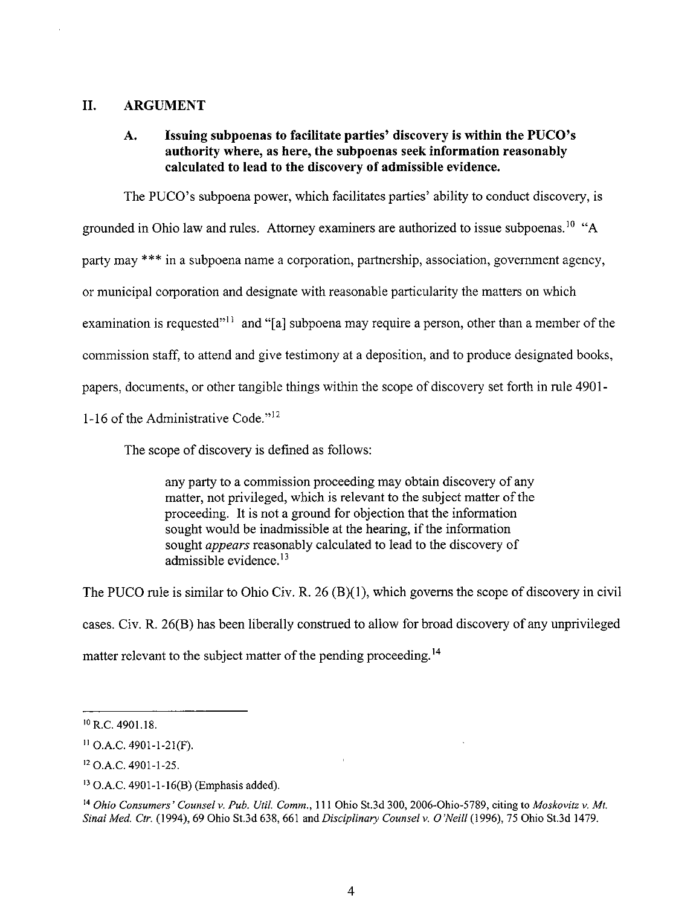## II. ARGUMENT

### A. Issuing subpoenas to facilitate parties' discovery is within the PUCO's authority where, as here, the subpoenas seek information reasonably calculated to lead to the discovery of admissible evidence.

The PUCO's subpoena power, which facilitates parties' ability to conduct discovery, is grounded in Ohio law and rules. Attorney examiners are authorized to issue subpoenas.[10] "A party may *** in a subpoena name a corporation, partnership, association, government agency, or municipal corporation and designate with reasonable particularity the matters on which examination is requested"[11] and "[a] subpoena may require a person, other than a member of the commission staff, to attend and give testimony at a deposition, and to produce designated books, papers, documents, or other tangible things within the scope of discovery set forth in rule 4901-1-16 of the Administrative Code."[12]

The scope of discovery is defined as follows:

> any party to a commission proceeding may obtain discovery of any matter, not privileged, which is relevant to the subject matter of the proceeding. It is not a ground for objection that the information sought would be inadmissible at the hearing, if the information sought *appears* reasonably calculated to lead to the discovery of admissible evidence.[13]

The PUCO rule is similar to Ohio Civ. R. 26 (B)(1), which governs the scope of discovery in civil cases. Civ. R. 26(B) has been liberally construed to allow for broad discovery of any unprivileged matter relevant to the subject matter of the pending proceeding.[14]

---

[10] R.C. 4901.18.

[11] O.A.C. 4901-1-21(F).

[12] O.A.C. 4901-1-25.

[13] O.A.C. 4901-1-16(B) (Emphasis added).

[14] *Ohio Consumers' Counsel v. Pub. Util. Comm.*, 111 Ohio St.3d 300, 2006-Ohio-5789, citing to *Moskovitz v. Mt. Sinai Med. Ctr.* (1994), 69 Ohio St.3d 638, 661 and *Disciplinary Counsel v. O'Neill* (1996), 75 Ohio St.3d 1479.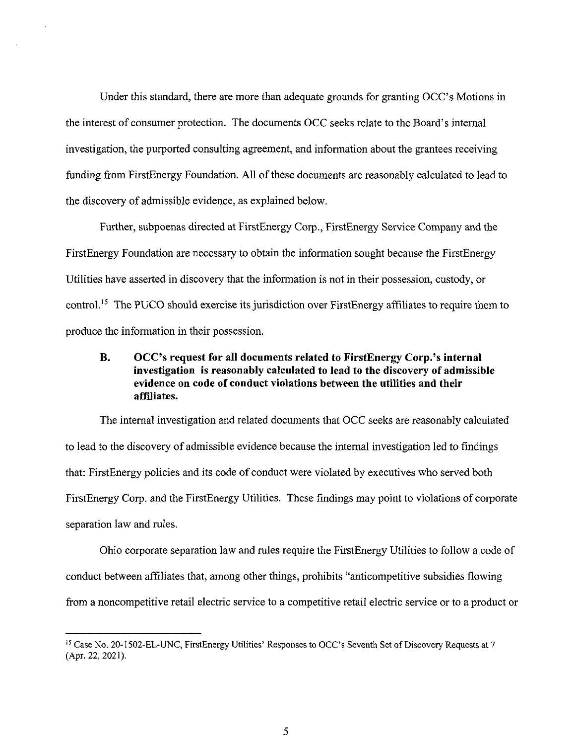Under this standard, there are more than adequate grounds for granting OCC's Motions in the interest of consumer protection. The documents OCC seeks relate to the Board's internal investigation, the purported consulting agreement, and information about the grantees receiving funding from FirstEnergy Foundation. All of these documents are reasonably calculated to lead to the discovery of admissible evidence, as explained below.

Further, subpoenas directed at FirstEnergy Corp., FirstEnergy Service Company and the FirstEnergy Foundation are necessary to obtain the information sought because the FirstEnergy Utilities have asserted in discovery that the information is not in their possession, custody, or control.[15] The PUCO should exercise its jurisdiction over FirstEnergy affiliates to require them to produce the information in their possession.

### B. OCC's request for all documents related to FirstEnergy Corp.'s internal investigation is reasonably calculated to lead to the discovery of admissible evidence on code of conduct violations between the utilities and their affiliates.

The internal investigation and related documents that OCC seeks are reasonably calculated to lead to the discovery of admissible evidence because the internal investigation led to findings that: FirstEnergy policies and its code of conduct were violated by executives who served both FirstEnergy Corp. and the FirstEnergy Utilities. These findings may point to violations of corporate separation law and rules.

Ohio corporate separation law and rules require the FirstEnergy Utilities to follow a code of conduct between affiliates that, among other things, prohibits "anticompetitive subsidies flowing from a noncompetitive retail electric service to a competitive retail electric service or to a product or

---

[15] Case No. 20-1502-EL-UNC, FirstEnergy Utilities' Responses to OCC's Seventh Set of Discovery Requests at 7 (Apr. 22, 2021).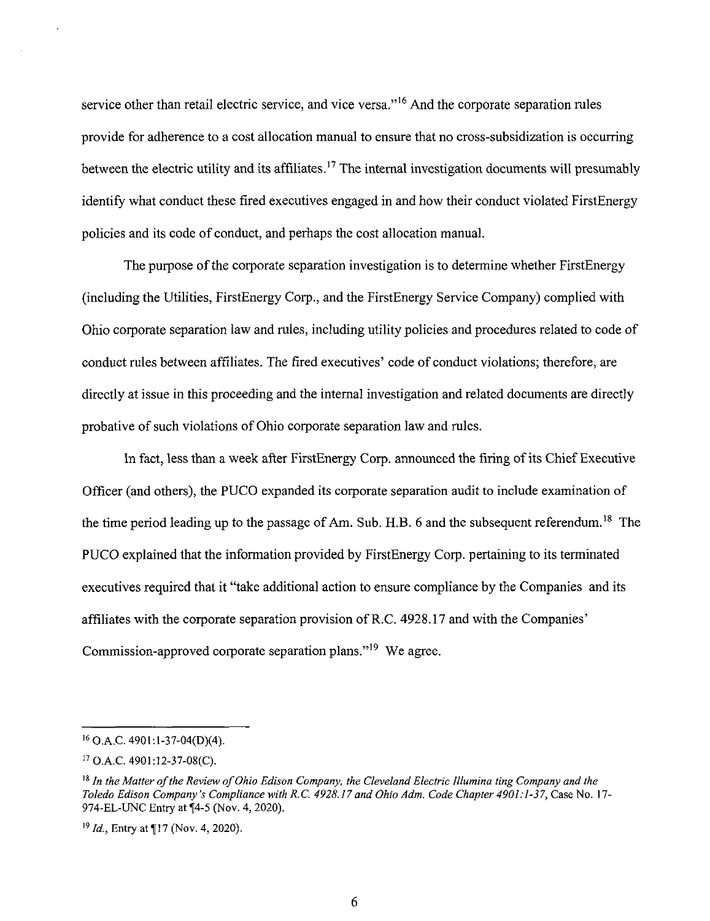service other than retail electric service, and vice versa."[16] And the corporate separation rules provide for adherence to a cost allocation manual to ensure that no cross-subsidization is occurring between the electric utility and its affiliates.[17] The internal investigation documents will presumably identify what conduct these fired executives engaged in and how their conduct violated FirstEnergy policies and its code of conduct, and perhaps the cost allocation manual.

The purpose of the corporate separation investigation is to determine whether FirstEnergy (including the Utilities, FirstEnergy Corp., and the FirstEnergy Service Company) complied with Ohio corporate separation law and rules, including utility policies and procedures related to code of conduct rules between affiliates. The fired executives' code of conduct violations; therefore, are directly at issue in this proceeding and the internal investigation and related documents are directly probative of such violations of Ohio corporate separation law and rules.

In fact, less than a week after FirstEnergy Corp. announced the firing of its Chief Executive Officer (and others), the PUCO expanded its corporate separation audit to include examination of the time period leading up to the passage of Am. Sub. H.B. 6 and the subsequent referendum.[18] The PUCO explained that the information provided by FirstEnergy Corp. pertaining to its terminated executives required that it "take additional action to ensure compliance by the Companies and its affiliates with the corporate separation provision of R.C. 4928.17 and with the Companies' Commission-approved corporate separation plans."[19] We agree.

---

[16] O.A.C. 4901:1-37-04(D)(4).

[17] O.A.C. 4901:12-37-08(C).

[18] *In the Matter of the Review of Ohio Edison Company, the Cleveland Electric Illumina ting Company and the Toledo Edison Company's Compliance with R.C. 4928.17 and Ohio Adm. Code Chapter 4901:1-37*, Case No. 17-974-EL-UNC Entry at ¶4-5 (Nov. 4, 2020).

[19] *Id.*, Entry at ¶17 (Nov. 4, 2020).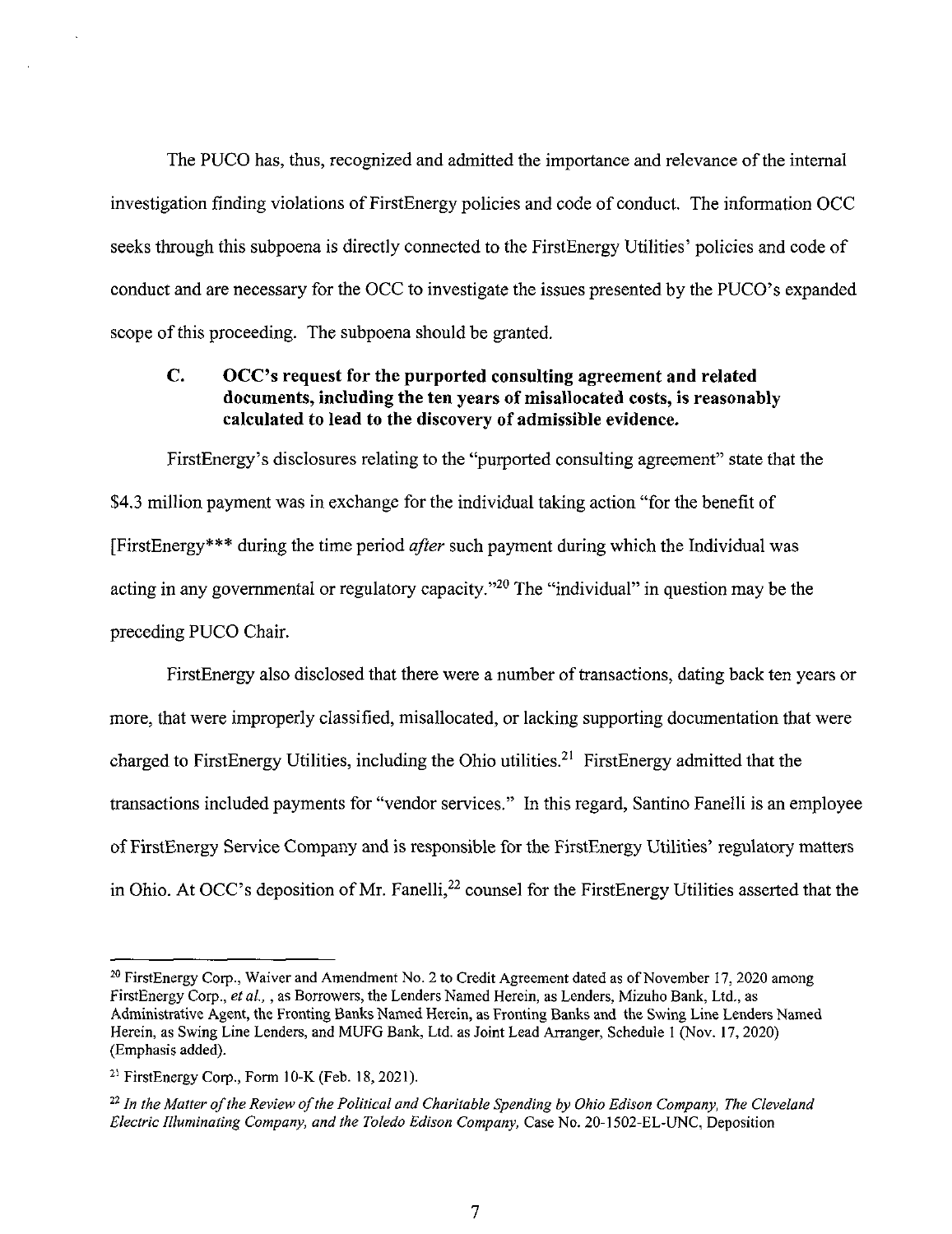The PUCO has, thus, recognized and admitted the importance and relevance of the internal investigation finding violations of FirstEnergy policies and code of conduct. The information OCC seeks through this subpoena is directly connected to the FirstEnergy Utilities' policies and code of conduct and are necessary for the OCC to investigate the issues presented by the PUCO's expanded scope of this proceeding. The subpoena should be granted.

### C. OCC's request for the purported consulting agreement and related documents, including the ten years of misallocated costs, is reasonably calculated to lead to the discovery of admissible evidence.

FirstEnergy's disclosures relating to the "purported consulting agreement" state that the $4.3 million payment was in exchange for the individual taking action "for the benefit of [FirstEnergy*** during the time period *after* such payment during which the Individual was acting in any governmental or regulatory capacity."[20] The "individual" in question may be the preceding PUCO Chair.

FirstEnergy also disclosed that there were a number of transactions, dating back ten years or more, that were improperly classified, misallocated, or lacking supporting documentation that were charged to FirstEnergy Utilities, including the Ohio utilities.[21] FirstEnergy admitted that the transactions included payments for "vendor services." In this regard, Santino Fanelli is an employee of FirstEnergy Service Company and is responsible for the FirstEnergy Utilities' regulatory matters in Ohio. At OCC's deposition of Mr. Fanelli,[22] counsel for the FirstEnergy Utilities asserted that the

---

[20] FirstEnergy Corp., Waiver and Amendment No. 2 to Credit Agreement dated as of November 17, 2020 among FirstEnergy Corp., *et al.*, , as Borrowers, the Lenders Named Herein, as Lenders, Mizuho Bank, Ltd., as Administrative Agent, the Fronting Banks Named Herein, as Fronting Banks and the Swing Line Lenders Named Herein, as Swing Line Lenders, and MUFG Bank, Ltd. as Joint Lead Arranger, Schedule 1 (Nov. 17, 2020) (Emphasis added).

[21] FirstEnergy Corp., Form 10-K (Feb. 18, 2021).

[22] *In the Matter of the Review of the Political and Charitable Spending by Ohio Edison Company, The Cleveland Electric Illuminating Company, and the Toledo Edison Company,* Case No. 20-1502-EL-UNC, Deposition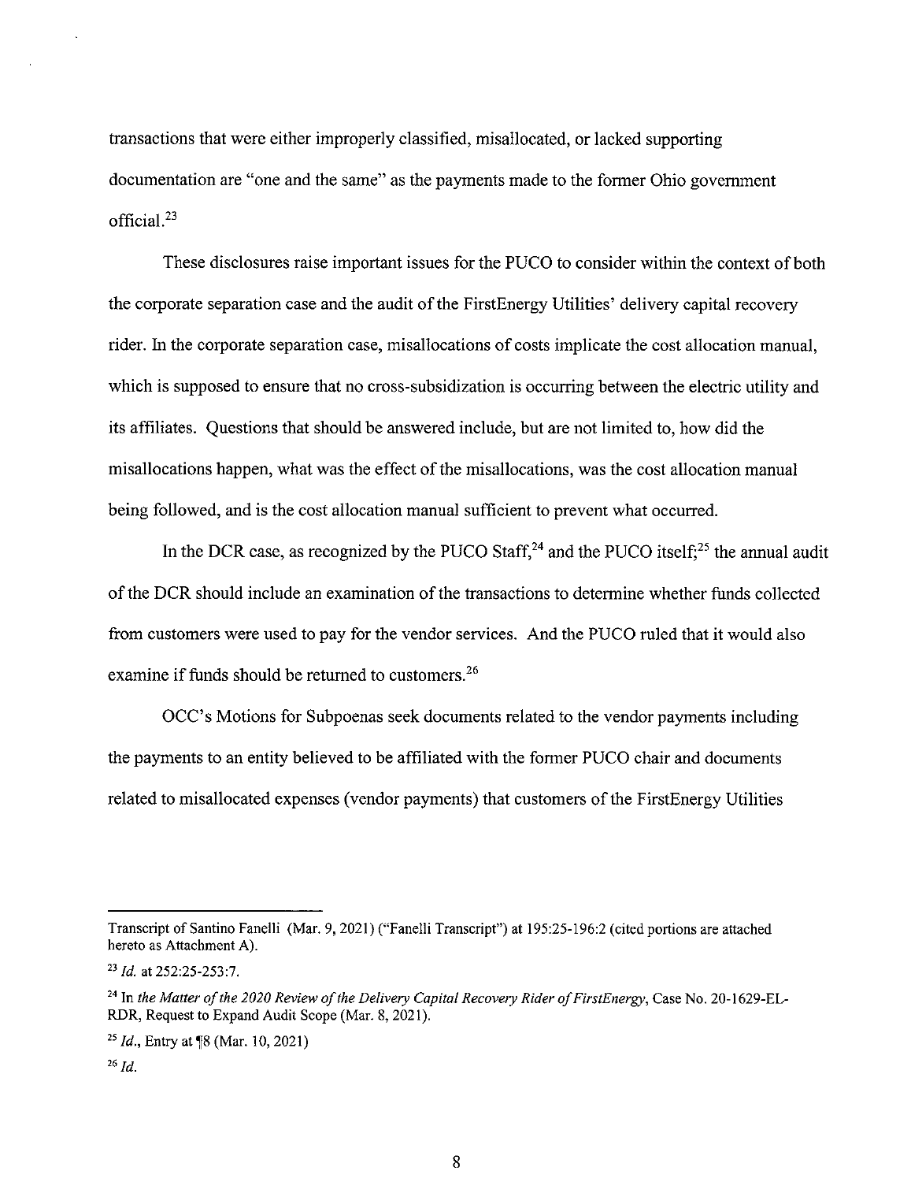transactions that were either improperly classified, misallocated, or lacked supporting documentation are "one and the same" as the payments made to the former Ohio government official.[23]

These disclosures raise important issues for the PUCO to consider within the context of both the corporate separation case and the audit of the FirstEnergy Utilities' delivery capital recovery rider. In the corporate separation case, misallocations of costs implicate the cost allocation manual, which is supposed to ensure that no cross-subsidization is occurring between the electric utility and its affiliates. Questions that should be answered include, but are not limited to, how did the misallocations happen, what was the effect of the misallocations, was the cost allocation manual being followed, and is the cost allocation manual sufficient to prevent what occurred.

In the DCR case, as recognized by the PUCO Staff,[24] and the PUCO itself;[25] the annual audit of the DCR should include an examination of the transactions to determine whether funds collected from customers were used to pay for the vendor services. And the PUCO ruled that it would also examine if funds should be returned to customers.[26]

OCC's Motions for Subpoenas seek documents related to the vendor payments including the payments to an entity believed to be affiliated with the former PUCO chair and documents related to misallocated expenses (vendor payments) that customers of the FirstEnergy Utilities

---

Transcript of Santino Fanelli (Mar. 9, 2021) ("Fanelli Transcript") at 195:25-196:2 (cited portions are attached hereto as Attachment A).

[23] *Id.* at 252:25-253:7.

[24] In *the Matter of the 2020 Review of the Delivery Capital Recovery Rider of FirstEnergy*, Case No. 20-1629-EL-RDR, Request to Expand Audit Scope (Mar. 8, 2021).

[25] *Id.*, Entry at ¶8 (Mar. 10, 2021)

[26] *Id.*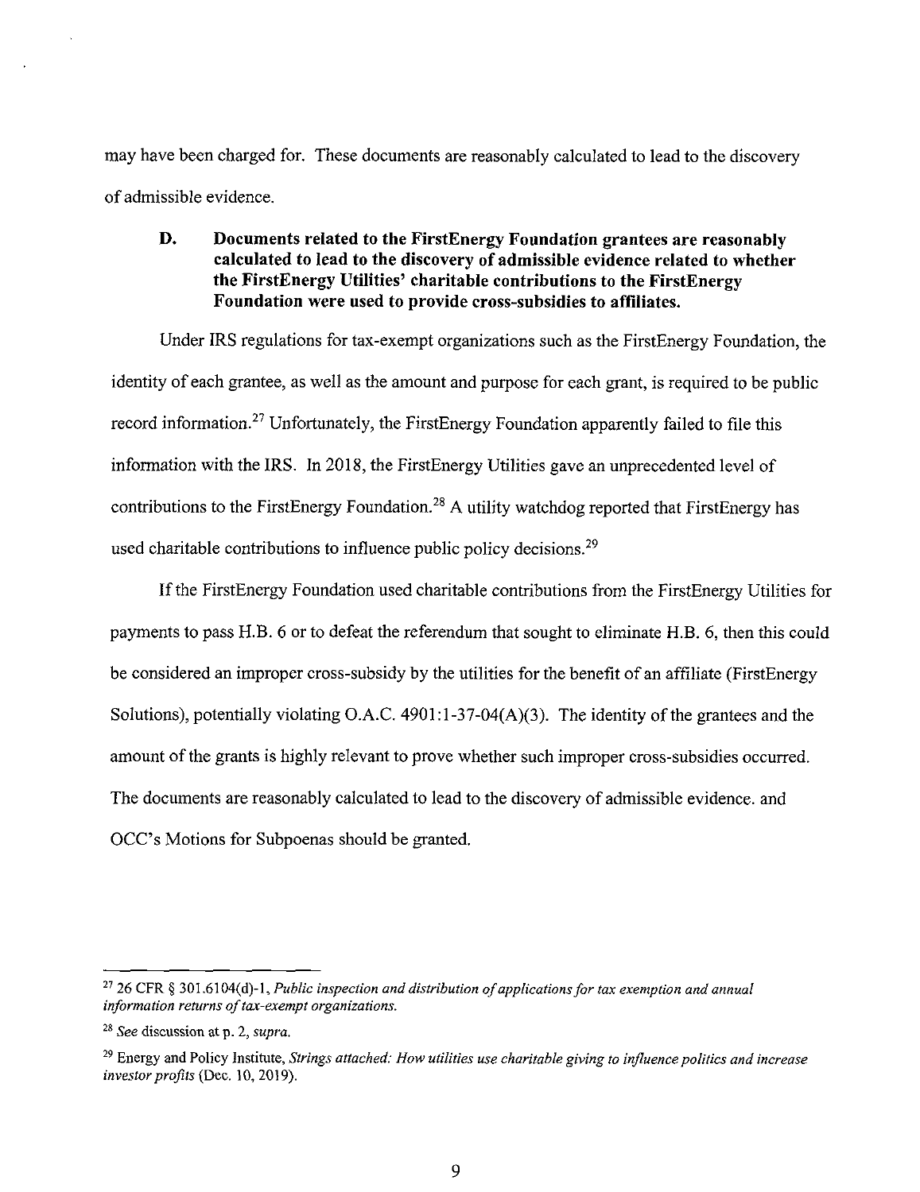may have been charged for. These documents are reasonably calculated to lead to the discovery of admissible evidence.

### D. Documents related to the FirstEnergy Foundation grantees are reasonably calculated to lead to the discovery of admissible evidence related to whether the FirstEnergy Utilities' charitable contributions to the FirstEnergy Foundation were used to provide cross-subsidies to affiliates.

Under IRS regulations for tax-exempt organizations such as the FirstEnergy Foundation, the identity of each grantee, as well as the amount and purpose for each grant, is required to be public record information.[27] Unfortunately, the FirstEnergy Foundation apparently failed to file this information with the IRS. In 2018, the FirstEnergy Utilities gave an unprecedented level of contributions to the FirstEnergy Foundation.[28] A utility watchdog reported that FirstEnergy has used charitable contributions to influence public policy decisions.[29]

If the FirstEnergy Foundation used charitable contributions from the FirstEnergy Utilities for payments to pass H.B. 6 or to defeat the referendum that sought to eliminate H.B. 6, then this could be considered an improper cross-subsidy by the utilities for the benefit of an affiliate (FirstEnergy Solutions), potentially violating O.A.C. 4901:1-37-04(A)(3). The identity of the grantees and the amount of the grants is highly relevant to prove whether such improper cross-subsidies occurred. The documents are reasonably calculated to lead to the discovery of admissible evidence. and OCC's Motions for Subpoenas should be granted.

---

[27] 26 CFR § 301.6104(d)-1, *Public inspection and distribution of applications for tax exemption and annual information returns of tax-exempt organizations.*

[28] *See* discussion at p. 2, *supra.*

[29] Energy and Policy Institute, *Strings attached: How utilities use charitable giving to influence politics and increase investor profits* (Dec. 10, 2019).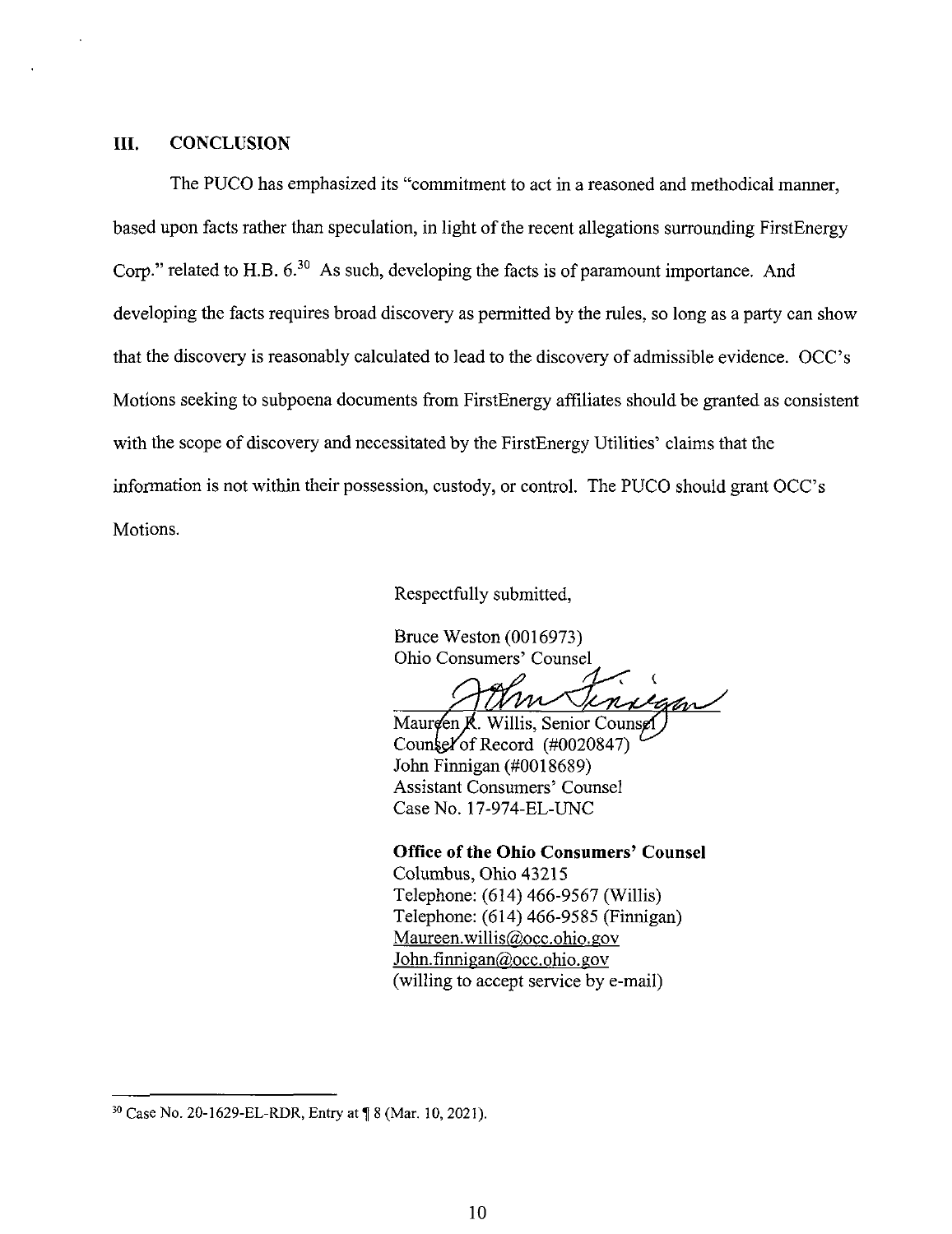## III. CONCLUSION

The PUCO has emphasized its "commitment to act in a reasoned and methodical manner, based upon facts rather than speculation, in light of the recent allegations surrounding FirstEnergy Corp." related to H.B. 6.[30] As such, developing the facts is of paramount importance. And developing the facts requires broad discovery as permitted by the rules, so long as a party can show that the discovery is reasonably calculated to lead to the discovery of admissible evidence. OCC's Motions seeking to subpoena documents from FirstEnergy affiliates should be granted as consistent with the scope of discovery and necessitated by the FirstEnergy Utilities' claims that the information is not within their possession, custody, or control. The PUCO should grant OCC's Motions.

Respectfully submitted,

Bruce Weston (0016973)
Ohio Consumers' Counsel

/s/ John Finnigan

Maureen R. Willis, Senior Counsel
Counsel of Record (#0020847)
John Finnigan (#0018689)
Assistant Consumers' Counsel
Case No. 17-974-EL-UNC

**Office of the Ohio Consumers' Counsel**
Columbus, Ohio 43215
Telephone: (614) 466-9567 (Willis)
Telephone: (614) 466-9585 (Finnigan)
Maureen.willis@occ.ohio.gov
John.finnigan@occ.ohio.gov
(willing to accept service by e-mail)

---

[30] Case No. 20-1629-EL-RDR, Entry at ¶ 8 (Mar. 10, 2021).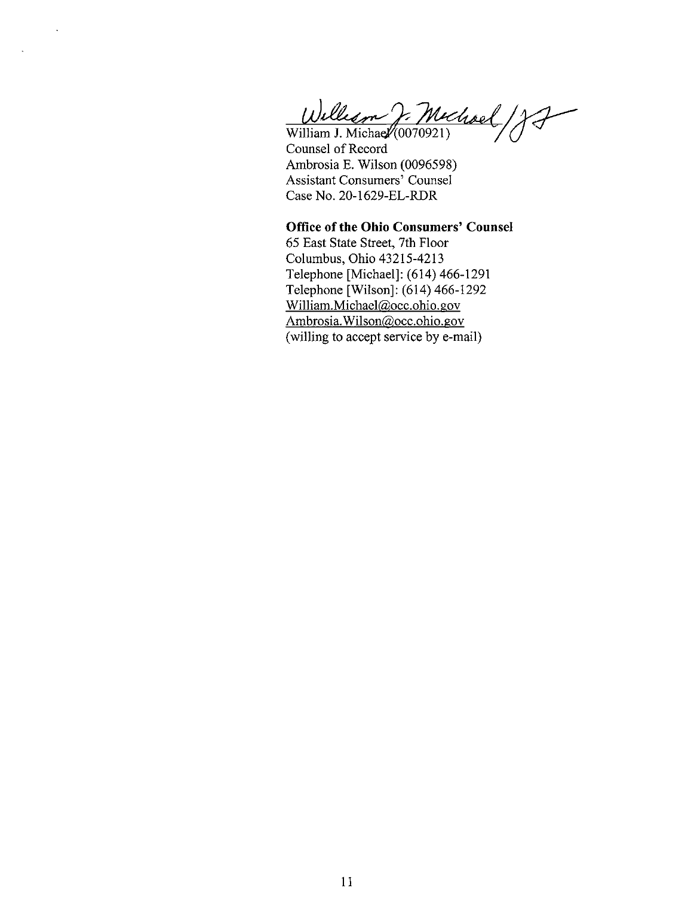*William J. Michael /JJ*

William J. Michael (0070921)
Counsel of Record
Ambrosia E. Wilson (0096598)
Assistant Consumers' Counsel
Case No. 20-1629-EL-RDR

**Office of the Ohio Consumers' Counsel**
65 East State Street, 7th Floor
Columbus, Ohio 43215-4213
Telephone [Michael]: (614) 466-1291
Telephone [Wilson]: (614) 466-1292
William.Michael@occ.ohio.gov
Ambrosia.Wilson@occ.ohio.gov
(willing to accept service by e-mail)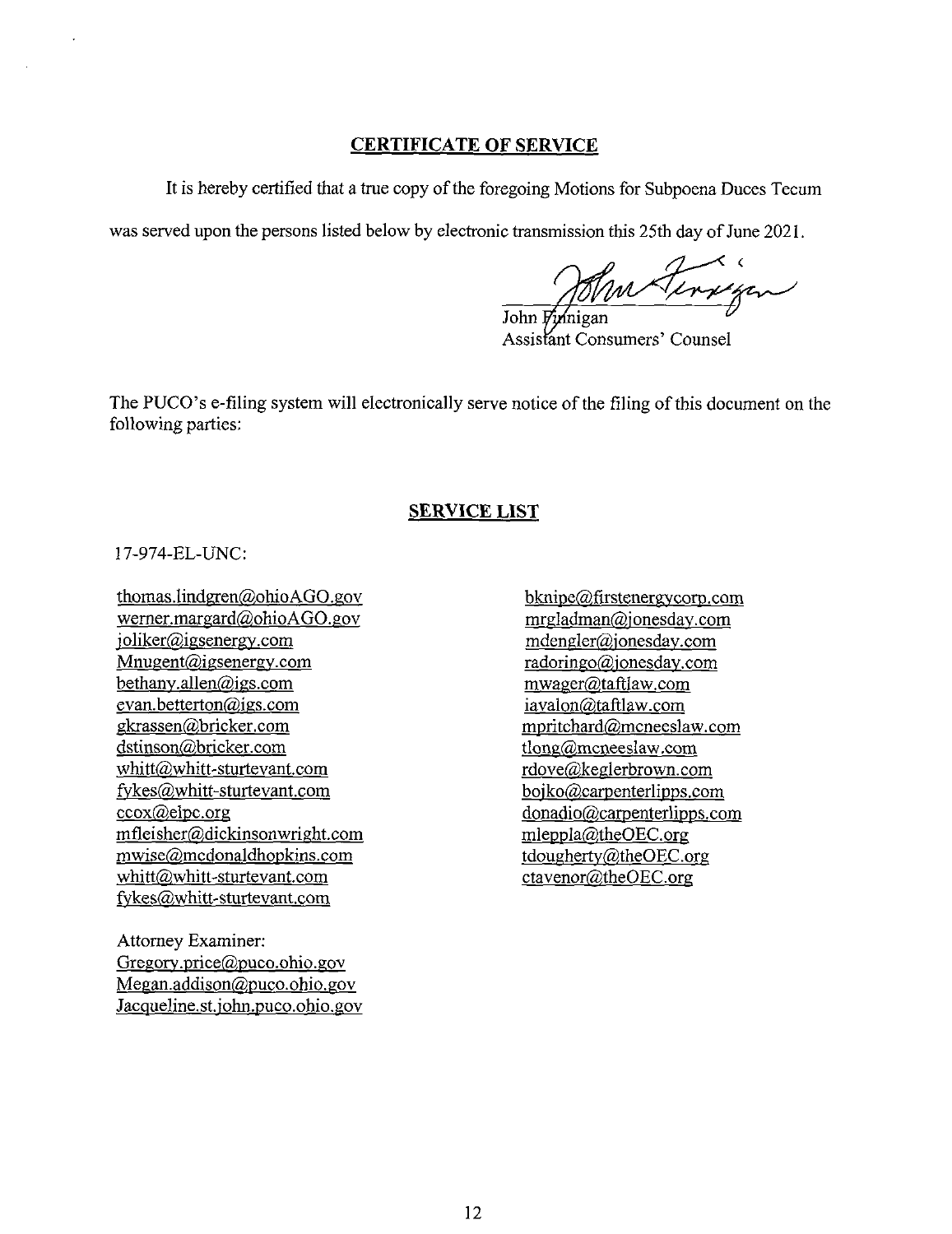## CERTIFICATE OF SERVICE

It is hereby certified that a true copy of the foregoing Motions for Subpoena Duces Tecum was served upon the persons listed below by electronic transmission this 25th day of June 2021.

John Finnigan
Assistant Consumers' Counsel

The PUCO's e-filing system will electronically serve notice of the filing of this document on the following parties:

## SERVICE LIST

17-974-EL-UNC:

thomas.lindgren@ohioAGO.gov
werner.margard@ohioAGO.gov
joliker@igsenergy.com
Mnugent@igsenergy.com
bethany.allen@igs.com
evan.betterton@igs.com
gkrassen@bricker.com
dstinson@bricker.com
whitt@whitt-sturtevant.com
fykes@whitt-sturtevant.com
ccox@elpc.org
mfleisher@dickinsonwright.com
mwise@mcdonaldhopkins.com
whitt@whitt-sturtevant.com
fykes@whitt-sturtevant.com

bknipe@firstenergycorp.com
mrgladman@jonesday.com
mdengler@jonesday.com
radoringo@jonesday.com
mwager@taftlaw.com
iavalon@taftlaw.com
mpritchard@mcneeslaw.com
tlong@mcneeslaw.com
rdove@keglerbrown.com
bojko@carpenterlipps.com
donadio@carpenterlipps.com
mleppla@theOEC.org
tdougherty@theOEC.org
ctavenor@theOEC.org

Attorney Examiner:
Gregory.price@puco.ohio.gov
Megan.addison@puco.ohio.gov
Jacqueline.st.john.puco.ohio.gov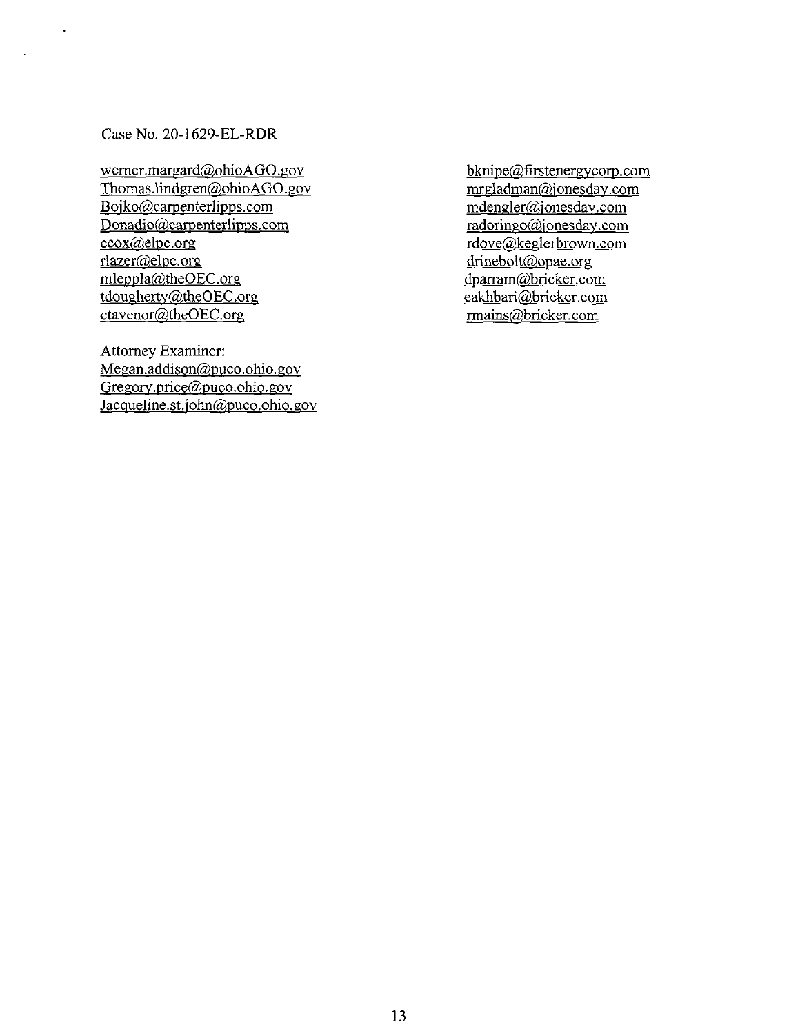Case No. 20-1629-EL-RDR

werner.margard@ohioAGO.gov
Thomas.lindgren@ohioAGO.gov
Bojko@carpenterlipps.com
Donadio@carpenterlipps.com
ccox@elpc.org
rlazer@elpc.org
mleppla@theOEC.org
tdougherty@theOEC.org
ctavenor@theOEC.org

Attorney Examiner:
Megan.addison@puco.ohio.gov
Gregory.price@puco.ohio.gov
Jacqueline.st.john@puco.ohio.gov

bknipe@firstenergycorp.com
mrgladman@jonesday.com
mdengler@jonesday.com
radoringo@jonesday.com
rdove@keglerbrown.com
drinebolt@opae.org
dparram@bricker.com
eakhbari@bricker.com
rmains@bricker.com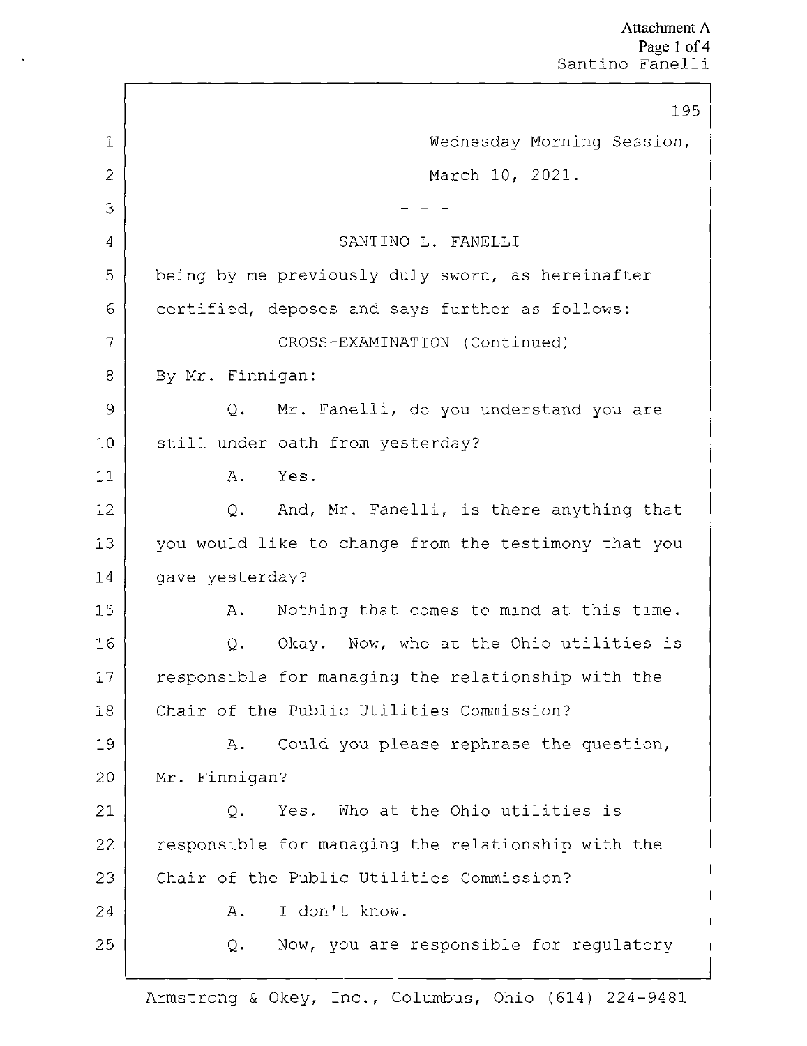Wednesday Morning Session,

March 10, 2021.

\- - -

SANTINO L. FANELLI

being by me previously duly sworn, as hereinafter certified, deposes and says further as follows:

CROSS-EXAMINATION (Continued)

By Mr. Finnigan:

Q. Mr. Fanelli, do you understand you are still under oath from yesterday?

A. Yes.

Q. And, Mr. Fanelli, is there anything that you would like to change from the testimony that you gave yesterday?

A. Nothing that comes to mind at this time.

Q. Okay. Now, who at the Ohio utilities is responsible for managing the relationship with the Chair of the Public Utilities Commission?

A. Could you please rephrase the question, Mr. Finnigan?

Q. Yes. Who at the Ohio utilities is responsible for managing the relationship with the Chair of the Public Utilities Commission?

A. I don't know.

Q. Now, you are responsible for regulatory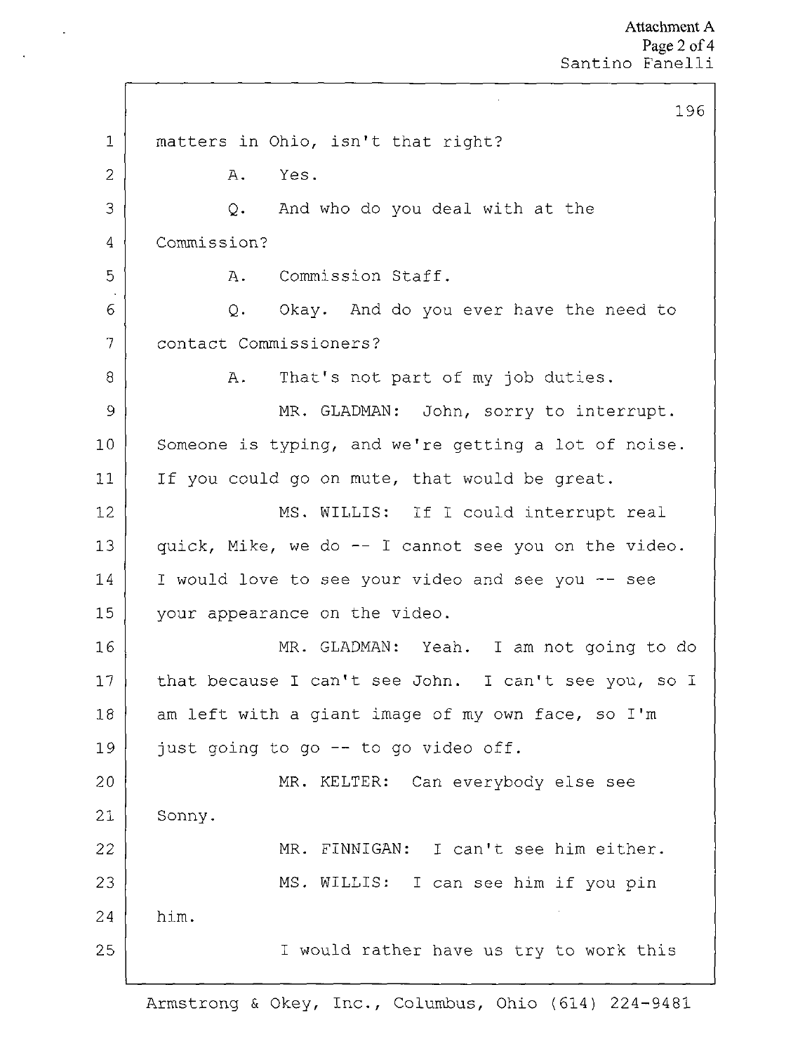1 matters in Ohio, isn't that right?

2 A. Yes.

3 Q. And who do you deal with at the

4 Commission?

5 A. Commission Staff.

6 Q. Okay. And do you ever have the need to

7 contact Commissioners?

8 A. That's not part of my job duties.

9 MR. GLADMAN: John, sorry to interrupt.

10 Someone is typing, and we're getting a lot of noise.

11 If you could go on mute, that would be great.

12 MS. WILLIS: If I could interrupt real

13 quick, Mike, we do -- I cannot see you on the video.

14 I would love to see your video and see you -- see

15 your appearance on the video.

16 MR. GLADMAN: Yeah. I am not going to do

17 that because I can't see John. I can't see you, so I

18 am left with a giant image of my own face, so I'm

19 just going to go -- to go video off.

20 MR. KELTER: Can everybody else see

21 Sonny.

22 MR. FINNIGAN: I can't see him either.

23 MS. WILLIS: I can see him if you pin

24 him.

25 I would rather have us try to work this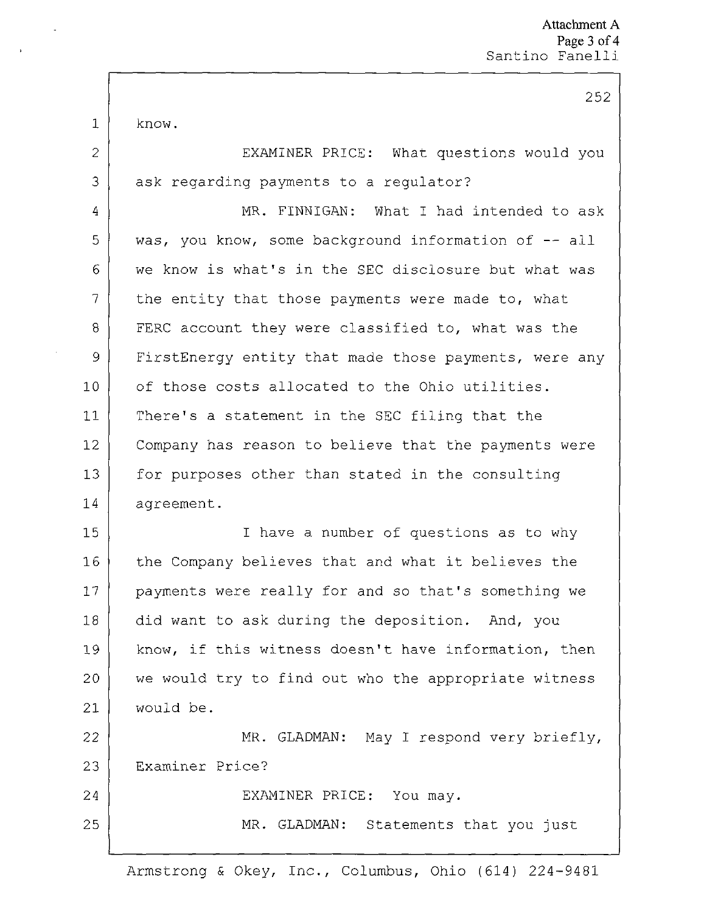know.

EXAMINER PRICE: What questions would you ask regarding payments to a regulator?

MR. FINNIGAN: What I had intended to ask was, you know, some background information of -- all we know is what's in the SEC disclosure but what was the entity that those payments were made to, what FERC account they were classified to, what was the FirstEnergy entity that made those payments, were any of those costs allocated to the Ohio utilities. There's a statement in the SEC filing that the Company has reason to believe that the payments were for purposes other than stated in the consulting agreement.

I have a number of questions as to why the Company believes that and what it believes the payments were really for and so that's something we did want to ask during the deposition. And, you know, if this witness doesn't have information, then we would try to find out who the appropriate witness would be.

MR. GLADMAN: May I respond very briefly, Examiner Price?

EXAMINER PRICE: You may.

MR. GLADMAN: Statements that you just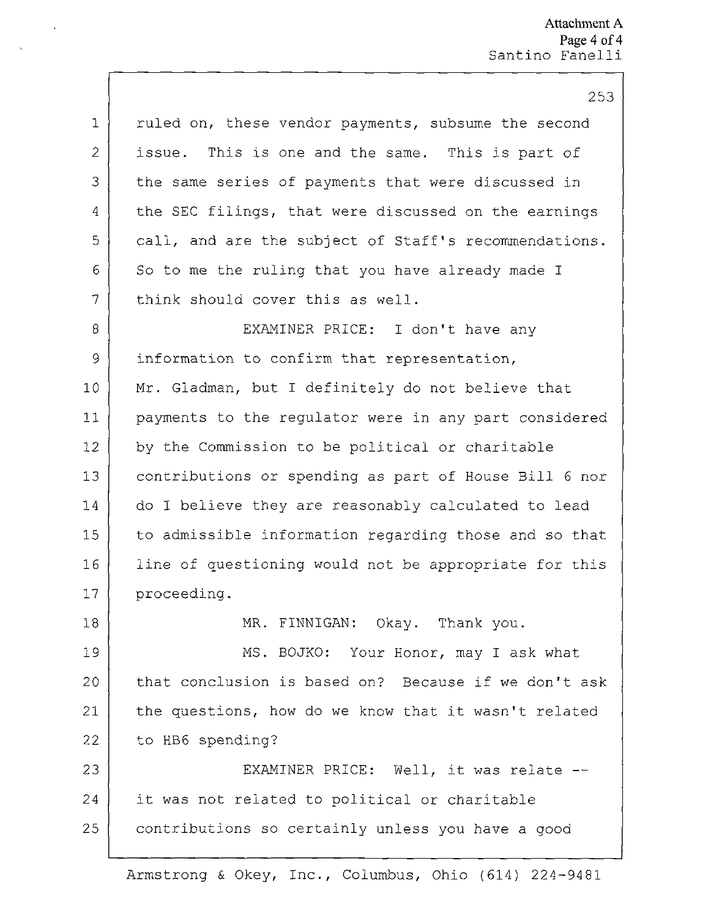1 ruled on, these vendor payments, subsume the second
2 issue. This is one and the same. This is part of
3 the same series of payments that were discussed in
4 the SEC filings, that were discussed on the earnings
5 call, and are the subject of Staff's recommendations.
6 So to me the ruling that you have already made I
7 think should cover this as well.

8 EXAMINER PRICE: I don't have any
9 information to confirm that representation,
10 Mr. Gladman, but I definitely do not believe that
11 payments to the regulator were in any part considered
12 by the Commission to be political or charitable
13 contributions or spending as part of House Bill 6 nor
14 do I believe they are reasonably calculated to lead
15 to admissible information regarding those and so that
16 line of questioning would not be appropriate for this
17 proceeding.

18 MR. FINNIGAN: Okay. Thank you.

19 MS. BOJKO: Your Honor, may I ask what
20 that conclusion is based on? Because if we don't ask
21 the questions, how do we know that it wasn't related
22 to HB6 spending?

23 EXAMINER PRICE: Well, it was relate --
24 it was not related to political or charitable
25 contributions so certainly unless you have a good

Armstrong & Okey, Inc., Columbus, Ohio (614) 224-9481